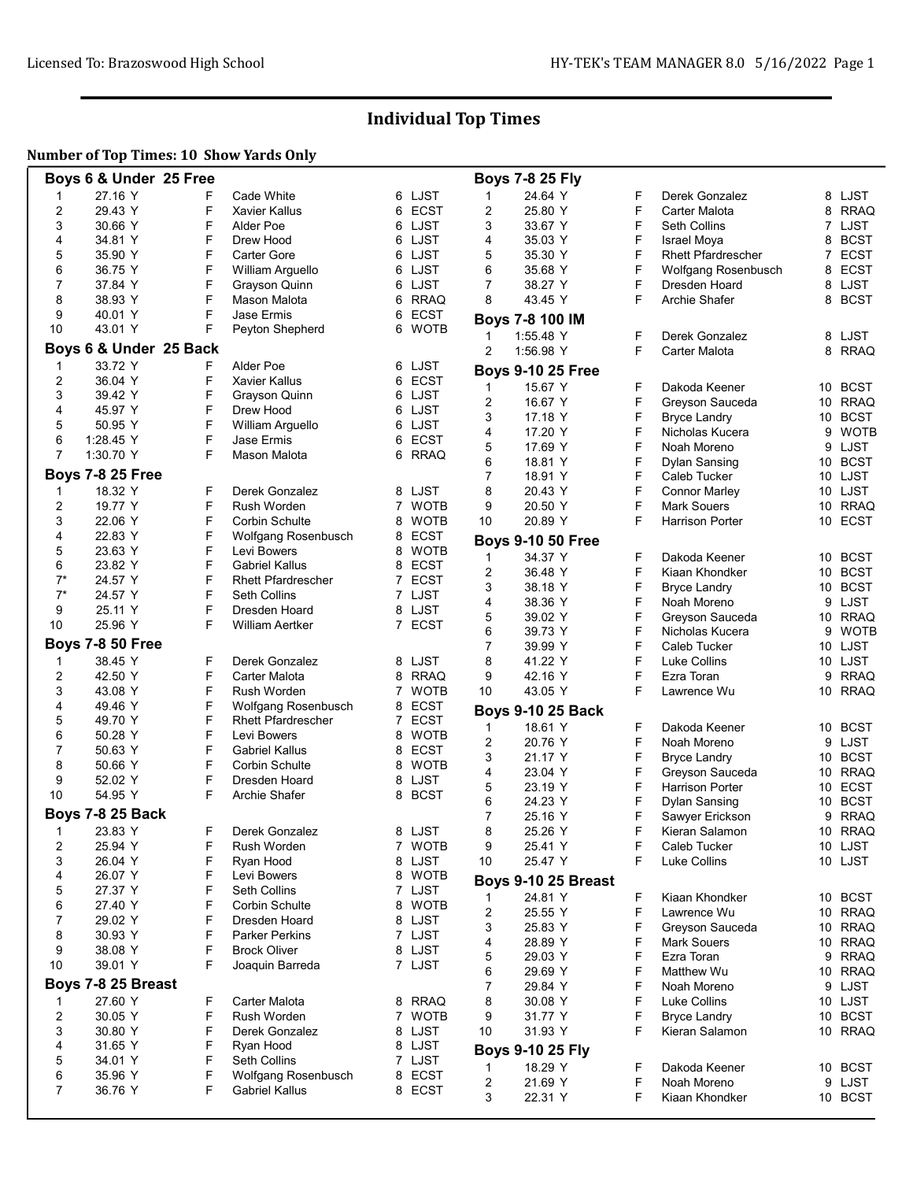# Individual Top Times

**Number of Top Times: 10 Show Yards Only**

### Boys 6 & Under 25 Free

| | | | | | |
|---|---|---|---|---|---|
| 1 | 27.16 Y | F | Cade White | 6 | LJST |
| 2 | 29.43 Y | F | Xavier Kallus | 6 | ECST |
| 3 | 30.66 Y | F | Alder Poe | 6 | LJST |
| 4 | 34.81 Y | F | Drew Hood | 6 | LJST |
| 5 | 35.90 Y | F | Carter Gore | 6 | LJST |
| 6 | 36.75 Y | F | William Arguello | 6 | LJST |
| 7 | 37.84 Y | F | Grayson Quinn | 6 | LJST |
| 8 | 38.93 Y | F | Mason Malota | 6 | RRAQ |
| 9 | 40.01 Y | F | Jase Ermis | 6 | ECST |
| 10 | 43.01 Y | F | Peyton Shepherd | 6 | WOTB |

### Boys 6 & Under 25 Back

| | | | | | |
|---|---|---|---|---|---|
| 1 | 33.72 Y | F | Alder Poe | 6 | LJST |
| 2 | 36.04 Y | F | Xavier Kallus | 6 | ECST |
| 3 | 39.42 Y | F | Grayson Quinn | 6 | LJST |
| 4 | 45.97 Y | F | Drew Hood | 6 | LJST |
| 5 | 50.95 Y | F | William Arguello | 6 | LJST |
| 6 | 1:28.45 Y | F | Jase Ermis | 6 | ECST |
| 7 | 1:30.70 Y | F | Mason Malota | 6 | RRAQ |

### Boys 7-8 25 Free

| | | | | | |
|---|---|---|---|---|---|
| 1 | 18.32 Y | F | Derek Gonzalez | 8 | LJST |
| 2 | 19.77 Y | F | Rush Worden | 7 | WOTB |
| 3 | 22.06 Y | F | Corbin Schulte | 8 | WOTB |
| 4 | 22.83 Y | F | Wolfgang Rosenbusch | 8 | ECST |
| 5 | 23.63 Y | F | Levi Bowers | 8 | WOTB |
| 6 | 23.82 Y | F | Gabriel Kallus | 8 | ECST |
| 7* | 24.57 Y | F | Rhett Pfardrescher | 7 | ECST |
| 7* | 24.57 Y | F | Seth Collins | 7 | LJST |
| 9 | 25.11 Y | F | Dresden Hoard | 8 | LJST |
| 10 | 25.96 Y | F | William Aertker | 7 | ECST |

### Boys 7-8 50 Free

| | | | | | |
|---|---|---|---|---|---|
| 1 | 38.45 Y | F | Derek Gonzalez | 8 | LJST |
| 2 | 42.50 Y | F | Carter Malota | 8 | RRAQ |
| 3 | 43.08 Y | F | Rush Worden | 7 | WOTB |
| 4 | 49.46 Y | F | Wolfgang Rosenbusch | 8 | ECST |
| 5 | 49.70 Y | F | Rhett Pfardrescher | 7 | ECST |
| 6 | 50.28 Y | F | Levi Bowers | 8 | WOTB |
| 7 | 50.63 Y | F | Gabriel Kallus | 8 | ECST |
| 8 | 50.66 Y | F | Corbin Schulte | 8 | WOTB |
| 9 | 52.02 Y | F | Dresden Hoard | 8 | LJST |
| 10 | 54.95 Y | F | Archie Shafer | 8 | BCST |

### Boys 7-8 25 Back

| | | | | | |
|---|---|---|---|---|---|
| 1 | 23.83 Y | F | Derek Gonzalez | 8 | LJST |
| 2 | 25.94 Y | F | Rush Worden | 7 | WOTB |
| 3 | 26.04 Y | F | Ryan Hood | 8 | LJST |
| 4 | 26.07 Y | F | Levi Bowers | 8 | WOTB |
| 5 | 27.37 Y | F | Seth Collins | 7 | LJST |
| 6 | 27.40 Y | F | Corbin Schulte | 8 | WOTB |
| 7 | 29.02 Y | F | Dresden Hoard | 8 | LJST |
| 8 | 30.93 Y | F | Parker Perkins | 7 | LJST |
| 9 | 38.08 Y | F | Brock Oliver | 8 | LJST |
| 10 | 39.01 Y | F | Joaquin Barreda | 7 | LJST |

### Boys 7-8 25 Breast

| | | | | | |
|---|---|---|---|---|---|
| 1 | 27.60 Y | F | Carter Malota | 8 | RRAQ |
| 2 | 30.05 Y | F | Rush Worden | 7 | WOTB |
| 3 | 30.80 Y | F | Derek Gonzalez | 8 | LJST |
| 4 | 31.65 Y | F | Ryan Hood | 8 | LJST |
| 5 | 34.01 Y | F | Seth Collins | 7 | LJST |
| 6 | 35.96 Y | F | Wolfgang Rosenbusch | 8 | ECST |
| 7 | 36.76 Y | F | Gabriel Kallus | 8 | ECST |

### Boys 7-8 25 Fly

| | | | | | |
|---|---|---|---|---|---|
| 1 | 24.64 Y | F | Derek Gonzalez | 8 | LJST |
| 2 | 25.80 Y | F | Carter Malota | 8 | RRAQ |
| 3 | 33.67 Y | F | Seth Collins | 7 | LJST |
| 4 | 35.03 Y | F | Israel Moya | 8 | BCST |
| 5 | 35.30 Y | F | Rhett Pfardrescher | 7 | ECST |
| 6 | 35.68 Y | F | Wolfgang Rosenbusch | 8 | ECST |
| 7 | 38.27 Y | F | Dresden Hoard | 8 | LJST |
| 8 | 43.45 Y | F | Archie Shafer | 8 | BCST |

### Boys 7-8 100 IM

| | | | | | |
|---|---|---|---|---|---|
| 1 | 1:55.48 Y | F | Derek Gonzalez | 8 | LJST |
| 2 | 1:56.98 Y | F | Carter Malota | 8 | RRAQ |

### Boys 9-10 25 Free

| | | | | | |
|---|---|---|---|---|---|
| 1 | 15.67 Y | F | Dakoda Keener | 10 | BCST |
| 2 | 16.67 Y | F | Greyson Sauceda | 10 | RRAQ |
| 3 | 17.18 Y | F | Bryce Landry | 10 | BCST |
| 4 | 17.20 Y | F | Nicholas Kucera | 9 | WOTB |
| 5 | 17.69 Y | F | Noah Moreno | 9 | LJST |
| 6 | 18.81 Y | F | Dylan Sansing | 10 | BCST |
| 7 | 18.91 Y | F | Caleb Tucker | 10 | LJST |
| 8 | 20.43 Y | F | Connor Marley | 10 | LJST |
| 9 | 20.50 Y | F | Mark Souers | 10 | RRAQ |
| 10 | 20.89 Y | F | Harrison Porter | 10 | ECST |

### Boys 9-10 50 Free

| | | | | | |
|---|---|---|---|---|---|
| 1 | 34.37 Y | F | Dakoda Keener | 10 | BCST |
| 2 | 36.48 Y | F | Kiaan Khondker | 10 | BCST |
| 3 | 38.18 Y | F | Bryce Landry | 10 | BCST |
| 4 | 38.36 Y | F | Noah Moreno | 9 | LJST |
| 5 | 39.02 Y | F | Greyson Sauceda | 10 | RRAQ |
| 6 | 39.73 Y | F | Nicholas Kucera | 9 | WOTB |
| 7 | 39.99 Y | F | Caleb Tucker | 10 | LJST |
| 8 | 41.22 Y | F | Luke Collins | 10 | LJST |
| 9 | 42.16 Y | F | Ezra Toran | 9 | RRAQ |
| 10 | 43.05 Y | F | Lawrence Wu | 10 | RRAQ |

### Boys 9-10 25 Back

| | | | | | |
|---|---|---|---|---|---|
| 1 | 18.61 Y | F | Dakoda Keener | 10 | BCST |
| 2 | 20.76 Y | F | Noah Moreno | 9 | LJST |
| 3 | 21.17 Y | F | Bryce Landry | 10 | BCST |
| 4 | 23.04 Y | F | Greyson Sauceda | 10 | RRAQ |
| 5 | 23.19 Y | F | Harrison Porter | 10 | ECST |
| 6 | 24.23 Y | F | Dylan Sansing | 10 | BCST |
| 7 | 25.16 Y | F | Sawyer Erickson | 9 | RRAQ |
| 8 | 25.26 Y | F | Kieran Salamon | 10 | RRAQ |
| 9 | 25.41 Y | F | Caleb Tucker | 10 | LJST |
| 10 | 25.47 Y | F | Luke Collins | 10 | LJST |

### Boys 9-10 25 Breast

| | | | | | |
|---|---|---|---|---|---|
| 1 | 24.81 Y | F | Kiaan Khondker | 10 | BCST |
| 2 | 25.55 Y | F | Lawrence Wu | 10 | RRAQ |
| 3 | 25.83 Y | F | Greyson Sauceda | 10 | RRAQ |
| 4 | 28.89 Y | F | Mark Souers | 10 | RRAQ |
| 5 | 29.03 Y | F | Ezra Toran | 9 | RRAQ |
| 6 | 29.69 Y | F | Matthew Wu | 10 | RRAQ |
| 7 | 29.84 Y | F | Noah Moreno | 9 | LJST |
| 8 | 30.08 Y | F | Luke Collins | 10 | LJST |
| 9 | 31.77 Y | F | Bryce Landry | 10 | BCST |
| 10 | 31.93 Y | F | Kieran Salamon | 10 | RRAQ |

### Boys 9-10 25 Fly

| | | | | | |
|---|---|---|---|---|---|
| 1 | 18.29 Y | F | Dakoda Keener | 10 | BCST |
| 2 | 21.69 Y | F | Noah Moreno | 9 | LJST |
| 3 | 22.31 Y | F | Kiaan Khondker | 10 | BCST |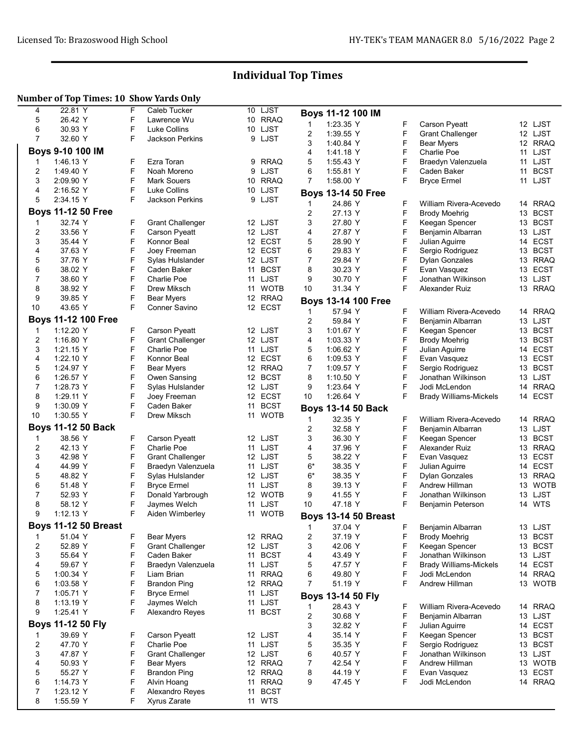# Individual Top Times

**Number of Top Times: 10 Show Yards Only**

| Rank | Time | | Name | Age | Team |
|---|---|---|---|---|---|
| 4 | 22.81 Y | F | Caleb Tucker | 10 | LJST |
| 5 | 26.42 Y | F | Lawrence Wu | 10 | RRAQ |
| 6 | 30.93 Y | F | Luke Collins | 10 | LJST |
| 7 | 32.60 Y | F | Jackson Perkins | 9 | LJST |

### Boys 9-10 100 IM

| Rank | Time | | Name | Age | Team |
|---|---|---|---|---|---|
| 1 | 1:46.13 Y | F | Ezra Toran | 9 | RRAQ |
| 2 | 1:49.40 Y | F | Noah Moreno | 9 | LJST |
| 3 | 2:09.90 Y | F | Mark Souers | 10 | RRAQ |
| 4 | 2:16.52 Y | F | Luke Collins | 10 | LJST |
| 5 | 2:34.15 Y | F | Jackson Perkins | 9 | LJST |

### Boys 11-12 50 Free

| Rank | Time | | Name | Age | Team |
|---|---|---|---|---|---|
| 1 | 32.74 Y | F | Grant Challenger | 12 | LJST |
| 2 | 33.56 Y | F | Carson Pyeatt | 12 | LJST |
| 3 | 35.44 Y | F | Konnor Beal | 12 | ECST |
| 4 | 37.63 Y | F | Joey Freeman | 12 | ECST |
| 5 | 37.76 Y | F | Sylas Hulslander | 12 | LJST |
| 6 | 38.02 Y | F | Caden Baker | 11 | BCST |
| 7 | 38.60 Y | F | Charlie Poe | 11 | LJST |
| 8 | 38.92 Y | F | Drew Miksch | 11 | WOTB |
| 9 | 39.85 Y | F | Bear Myers | 12 | RRAQ |
| 10 | 43.65 Y | F | Conner Savino | 12 | ECST |

### Boys 11-12 100 Free

| Rank | Time | | Name | Age | Team |
|---|---|---|---|---|---|
| 1 | 1:12.20 Y | F | Carson Pyeatt | 12 | LJST |
| 2 | 1:16.80 Y | F | Grant Challenger | 12 | LJST |
| 3 | 1:21.15 Y | F | Charlie Poe | 11 | LJST |
| 4 | 1:22.10 Y | F | Konnor Beal | 12 | ECST |
| 5 | 1:24.97 Y | F | Bear Myers | 12 | RRAQ |
| 6 | 1:26.57 Y | F | Owen Sansing | 12 | BCST |
| 7 | 1:28.73 Y | F | Sylas Hulslander | 12 | LJST |
| 8 | 1:29.11 Y | F | Joey Freeman | 12 | ECST |
| 9 | 1:30.09 Y | F | Caden Baker | 11 | BCST |
| 10 | 1:30.55 Y | F | Drew Miksch | 11 | WOTB |

### Boys 11-12 50 Back

| Rank | Time | | Name | Age | Team |
|---|---|---|---|---|---|
| 1 | 38.56 Y | F | Carson Pyeatt | 12 | LJST |
| 2 | 42.13 Y | F | Charlie Poe | 11 | LJST |
| 3 | 42.98 Y | F | Grant Challenger | 12 | LJST |
| 4 | 44.99 Y | F | Braedyn Valenzuela | 11 | LJST |
| 5 | 48.82 Y | F | Sylas Hulslander | 12 | LJST |
| 6 | 51.48 Y | F | Bryce Ermel | 11 | LJST |
| 7 | 52.93 Y | F | Donald Yarbrough | 12 | WOTB |
| 8 | 58.12 Y | F | Jaymes Welch | 11 | LJST |
| 9 | 1:12.13 Y | F | Aiden Wimberley | 11 | WOTB |

### Boys 11-12 50 Breast

| Rank | Time | | Name | Age | Team |
|---|---|---|---|---|---|
| 1 | 51.04 Y | F | Bear Myers | 12 | RRAQ |
| 2 | 52.89 Y | F | Grant Challenger | 12 | LJST |
| 3 | 55.64 Y | F | Caden Baker | 11 | BCST |
| 4 | 59.67 Y | F | Braedyn Valenzuela | 11 | LJST |
| 5 | 1:00.34 Y | F | Liam Brian | 11 | RRAQ |
| 6 | 1:03.58 Y | F | Brandon Ping | 12 | RRAQ |
| 7 | 1:05.71 Y | F | Bryce Ermel | 11 | LJST |
| 8 | 1:13.19 Y | F | Jaymes Welch | 11 | LJST |
| 9 | 1:25.41 Y | F | Alexandro Reyes | 11 | BCST |

### Boys 11-12 50 Fly

| Rank | Time | | Name | Age | Team |
|---|---|---|---|---|---|
| 1 | 39.69 Y | F | Carson Pyeatt | 12 | LJST |
| 2 | 47.70 Y | F | Charlie Poe | 11 | LJST |
| 3 | 47.87 Y | F | Grant Challenger | 12 | LJST |
| 4 | 50.93 Y | F | Bear Myers | 12 | RRAQ |
| 5 | 55.27 Y | F | Brandon Ping | 12 | RRAQ |
| 6 | 1:14.73 Y | F | Alvin Hoang | 11 | RRAQ |
| 7 | 1:23.12 Y | F | Alexandro Reyes | 11 | BCST |
| 8 | 1:55.59 Y | F | Xyrus Zarate | 11 | WTS |

### Boys 11-12 100 IM

| Rank | Time | | Name | Age | Team |
|---|---|---|---|---|---|
| 1 | 1:23.35 Y | F | Carson Pyeatt | 12 | LJST |
| 2 | 1:39.55 Y | F | Grant Challenger | 12 | LJST |
| 3 | 1:40.84 Y | F | Bear Myers | 12 | RRAQ |
| 4 | 1:41.18 Y | F | Charlie Poe | 11 | LJST |
| 5 | 1:55.43 Y | F | Braedyn Valenzuela | 11 | LJST |
| 6 | 1:55.81 Y | F | Caden Baker | 11 | BCST |
| 7 | 1:58.00 Y | F | Bryce Ermel | 11 | LJST |

### Boys 13-14 50 Free

| Rank | Time | | Name | Age | Team |
|---|---|---|---|---|---|
| 1 | 24.86 Y | F | William Rivera-Acevedo | 14 | RRAQ |
| 2 | 27.13 Y | F | Brody Moehrig | 13 | BCST |
| 3 | 27.80 Y | F | Keegan Spencer | 13 | BCST |
| 4 | 27.87 Y | F | Benjamin Albarran | 13 | LJST |
| 5 | 28.90 Y | F | Julian Aguirre | 14 | ECST |
| 6 | 29.83 Y | F | Sergio Rodriguez | 13 | BCST |
| 7 | 29.84 Y | F | Dylan Gonzales | 13 | RRAQ |
| 8 | 30.23 Y | F | Evan Vasquez | 13 | ECST |
| 9 | 30.70 Y | F | Jonathan Wilkinson | 13 | LJST |
| 10 | 31.34 Y | F | Alexander Ruiz | 13 | RRAQ |

### Boys 13-14 100 Free

| Rank | Time | | Name | Age | Team |
|---|---|---|---|---|---|
| 1 | 57.94 Y | F | William Rivera-Acevedo | 14 | RRAQ |
| 2 | 59.84 Y | F | Benjamin Albarran | 13 | LJST |
| 3 | 1:01.67 Y | F | Keegan Spencer | 13 | BCST |
| 4 | 1:03.33 Y | F | Brody Moehrig | 13 | BCST |
| 5 | 1:06.62 Y | F | Julian Aguirre | 14 | ECST |
| 6 | 1:09.53 Y | F | Evan Vasquez | 13 | ECST |
| 7 | 1:09.57 Y | F | Sergio Rodriguez | 13 | BCST |
| 8 | 1:10.50 Y | F | Jonathan Wilkinson | 13 | LJST |
| 9 | 1:23.64 Y | F | Jodi McLendon | 14 | RRAQ |
| 10 | 1:26.64 Y | F | Brady Williams-Mickels | 14 | ECST |

### Boys 13-14 50 Back

| Rank | Time | | Name | Age | Team |
|---|---|---|---|---|---|
| 1 | 32.35 Y | F | William Rivera-Acevedo | 14 | RRAQ |
| 2 | 32.58 Y | F | Benjamin Albarran | 13 | LJST |
| 3 | 36.30 Y | F | Keegan Spencer | 13 | BCST |
| 4 | 37.96 Y | F | Alexander Ruiz | 13 | RRAQ |
| 5 | 38.22 Y | F | Evan Vasquez | 13 | ECST |
| 6* | 38.35 Y | F | Julian Aguirre | 14 | ECST |
| 6* | 38.35 Y | F | Dylan Gonzales | 13 | RRAQ |
| 8 | 39.13 Y | F | Andrew Hillman | 13 | WOTB |
| 9 | 41.55 Y | F | Jonathan Wilkinson | 13 | LJST |
| 10 | 47.18 Y | F | Benjamin Peterson | 14 | WTS |

### Boys 13-14 50 Breast

| Rank | Time | | Name | Age | Team |
|---|---|---|---|---|---|
| 1 | 37.04 Y | F | Benjamin Albarran | 13 | LJST |
| 2 | 37.19 Y | F | Brody Moehrig | 13 | BCST |
| 3 | 42.06 Y | F | Keegan Spencer | 13 | BCST |
| 4 | 43.49 Y | F | Jonathan Wilkinson | 13 | LJST |
| 5 | 47.57 Y | F | Brady Williams-Mickels | 14 | ECST |
| 6 | 49.80 Y | F | Jodi McLendon | 14 | RRAQ |
| 7 | 51.19 Y | F | Andrew Hillman | 13 | WOTB |

### Boys 13-14 50 Fly

| Rank | Time | | Name | Age | Team |
|---|---|---|---|---|---|
| 1 | 28.43 Y | F | William Rivera-Acevedo | 14 | RRAQ |
| 2 | 30.68 Y | F | Benjamin Albarran | 13 | LJST |
| 3 | 32.82 Y | F | Julian Aguirre | 14 | ECST |
| 4 | 35.14 Y | F | Keegan Spencer | 13 | BCST |
| 5 | 35.35 Y | F | Sergio Rodriguez | 13 | BCST |
| 6 | 40.57 Y | F | Jonathan Wilkinson | 13 | LJST |
| 7 | 42.54 Y | F | Andrew Hillman | 13 | WOTB |
| 8 | 44.19 Y | F | Evan Vasquez | 13 | ECST |
| 9 | 47.45 Y | F | Jodi McLendon | 14 | RRAQ |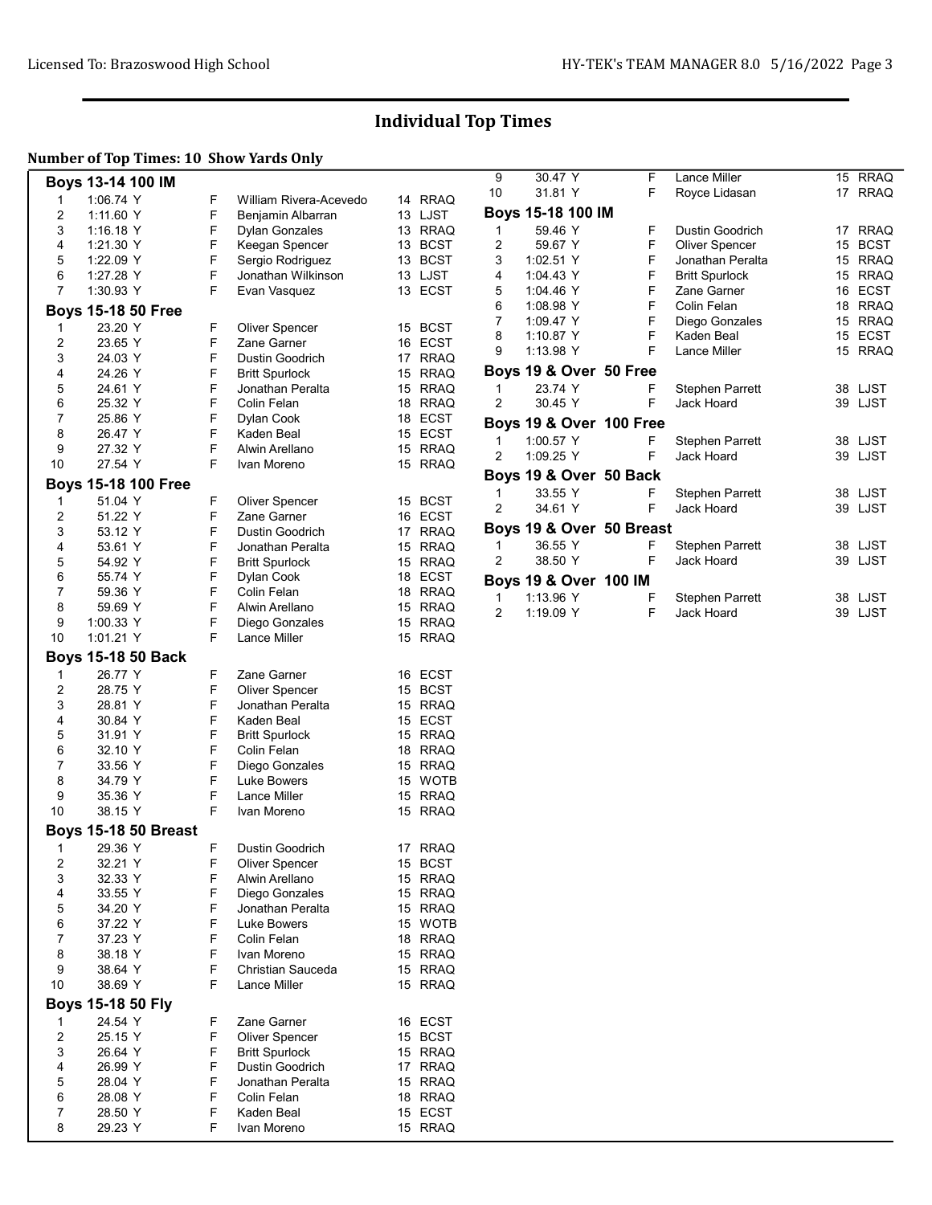## Individual Top Times

**Number of Top Times: 10 Show Yards Only**

### Boys 13-14 100 IM

| | | | | | |
|---|---|---|---|---|---|
| 1 | 1:06.74 Y | F | William Rivera-Acevedo | 14 | RRAQ |
| 2 | 1:11.60 Y | F | Benjamin Albarran | 13 | LJST |
| 3 | 1:16.18 Y | F | Dylan Gonzales | 13 | RRAQ |
| 4 | 1:21.30 Y | F | Keegan Spencer | 13 | BCST |
| 5 | 1:22.09 Y | F | Sergio Rodriguez | 13 | BCST |
| 6 | 1:27.28 Y | F | Jonathan Wilkinson | 13 | LJST |
| 7 | 1:30.93 Y | F | Evan Vasquez | 13 | ECST |

### Boys 15-18 50 Free

| | | | | | |
|---|---|---|---|---|---|
| 1 | 23.20 Y | F | Oliver Spencer | 15 | BCST |
| 2 | 23.65 Y | F | Zane Garner | 16 | ECST |
| 3 | 24.03 Y | F | Dustin Goodrich | 17 | RRAQ |
| 4 | 24.26 Y | F | Britt Spurlock | 15 | RRAQ |
| 5 | 24.61 Y | F | Jonathan Peralta | 15 | RRAQ |
| 6 | 25.32 Y | F | Colin Felan | 18 | RRAQ |
| 7 | 25.86 Y | F | Dylan Cook | 18 | ECST |
| 8 | 26.47 Y | F | Kaden Beal | 15 | ECST |
| 9 | 27.32 Y | F | Alwin Arellano | 15 | RRAQ |
| 10 | 27.54 Y | F | Ivan Moreno | 15 | RRAQ |

### Boys 15-18 100 Free

| | | | | | |
|---|---|---|---|---|---|
| 1 | 51.04 Y | F | Oliver Spencer | 15 | BCST |
| 2 | 51.22 Y | F | Zane Garner | 16 | ECST |
| 3 | 53.12 Y | F | Dustin Goodrich | 17 | RRAQ |
| 4 | 53.61 Y | F | Jonathan Peralta | 15 | RRAQ |
| 5 | 54.92 Y | F | Britt Spurlock | 15 | RRAQ |
| 6 | 55.74 Y | F | Dylan Cook | 18 | ECST |
| 7 | 59.36 Y | F | Colin Felan | 18 | RRAQ |
| 8 | 59.69 Y | F | Alwin Arellano | 15 | RRAQ |
| 9 | 1:00.33 Y | F | Diego Gonzales | 15 | RRAQ |
| 10 | 1:01.21 Y | F | Lance Miller | 15 | RRAQ |

### Boys 15-18 50 Back

| | | | | | |
|---|---|---|---|---|---|
| 1 | 26.77 Y | F | Zane Garner | 16 | ECST |
| 2 | 28.75 Y | F | Oliver Spencer | 15 | BCST |
| 3 | 28.81 Y | F | Jonathan Peralta | 15 | RRAQ |
| 4 | 30.84 Y | F | Kaden Beal | 15 | ECST |
| 5 | 31.91 Y | F | Britt Spurlock | 15 | RRAQ |
| 6 | 32.10 Y | F | Colin Felan | 18 | RRAQ |
| 7 | 33.56 Y | F | Diego Gonzales | 15 | RRAQ |
| 8 | 34.79 Y | F | Luke Bowers | 15 | WOTB |
| 9 | 35.36 Y | F | Lance Miller | 15 | RRAQ |
| 10 | 38.15 Y | F | Ivan Moreno | 15 | RRAQ |

### Boys 15-18 50 Breast

| | | | | | |
|---|---|---|---|---|---|
| 1 | 29.36 Y | F | Dustin Goodrich | 17 | RRAQ |
| 2 | 32.21 Y | F | Oliver Spencer | 15 | BCST |
| 3 | 32.33 Y | F | Alwin Arellano | 15 | RRAQ |
| 4 | 33.55 Y | F | Diego Gonzales | 15 | RRAQ |
| 5 | 34.20 Y | F | Jonathan Peralta | 15 | RRAQ |
| 6 | 37.22 Y | F | Luke Bowers | 15 | WOTB |
| 7 | 37.23 Y | F | Colin Felan | 18 | RRAQ |
| 8 | 38.18 Y | F | Ivan Moreno | 15 | RRAQ |
| 9 | 38.64 Y | F | Christian Sauceda | 15 | RRAQ |
| 10 | 38.69 Y | F | Lance Miller | 15 | RRAQ |

### Boys 15-18 50 Fly

| | | | | | |
|---|---|---|---|---|---|
| 1 | 24.54 Y | F | Zane Garner | 16 | ECST |
| 2 | 25.15 Y | F | Oliver Spencer | 15 | BCST |
| 3 | 26.64 Y | F | Britt Spurlock | 15 | RRAQ |
| 4 | 26.99 Y | F | Dustin Goodrich | 17 | RRAQ |
| 5 | 28.04 Y | F | Jonathan Peralta | 15 | RRAQ |
| 6 | 28.08 Y | F | Colin Felan | 18 | RRAQ |
| 7 | 28.50 Y | F | Kaden Beal | 15 | ECST |
| 8 | 29.23 Y | F | Ivan Moreno | 15 | RRAQ |
| 9 | 30.47 Y | F | Lance Miller | 15 | RRAQ |
| 10 | 31.81 Y | F | Royce Lidasan | 17 | RRAQ |

### Boys 15-18 100 IM

| | | | | | |
|---|---|---|---|---|---|
| 1 | 59.46 Y | F | Dustin Goodrich | 17 | RRAQ |
| 2 | 59.67 Y | F | Oliver Spencer | 15 | BCST |
| 3 | 1:02.51 Y | F | Jonathan Peralta | 15 | RRAQ |
| 4 | 1:04.43 Y | F | Britt Spurlock | 15 | RRAQ |
| 5 | 1:04.46 Y | F | Zane Garner | 16 | ECST |
| 6 | 1:08.98 Y | F | Colin Felan | 18 | RRAQ |
| 7 | 1:09.47 Y | F | Diego Gonzales | 15 | RRAQ |
| 8 | 1:10.87 Y | F | Kaden Beal | 15 | ECST |
| 9 | 1:13.98 Y | F | Lance Miller | 15 | RRAQ |

### Boys 19 & Over 50 Free

| | | | | | |
|---|---|---|---|---|---|
| 1 | 23.74 Y | F | Stephen Parrett | 38 | LJST |
| 2 | 30.45 Y | F | Jack Hoard | 39 | LJST |

### Boys 19 & Over 100 Free

| | | | | | |
|---|---|---|---|---|---|
| 1 | 1:00.57 Y | F | Stephen Parrett | 38 | LJST |
| 2 | 1:09.25 Y | F | Jack Hoard | 39 | LJST |

### Boys 19 & Over 50 Back

| | | | | | |
|---|---|---|---|---|---|
| 1 | 33.55 Y | F | Stephen Parrett | 38 | LJST |
| 2 | 34.61 Y | F | Jack Hoard | 39 | LJST |

### Boys 19 & Over 50 Breast

| | | | | | |
|---|---|---|---|---|---|
| 1 | 36.55 Y | F | Stephen Parrett | 38 | LJST |
| 2 | 38.50 Y | F | Jack Hoard | 39 | LJST |

### Boys 19 & Over 100 IM

| | | | | | |
|---|---|---|---|---|---|
| 1 | 1:13.96 Y | F | Stephen Parrett | 38 | LJST |
| 2 | 1:19.09 Y | F | Jack Hoard | 39 | LJST |